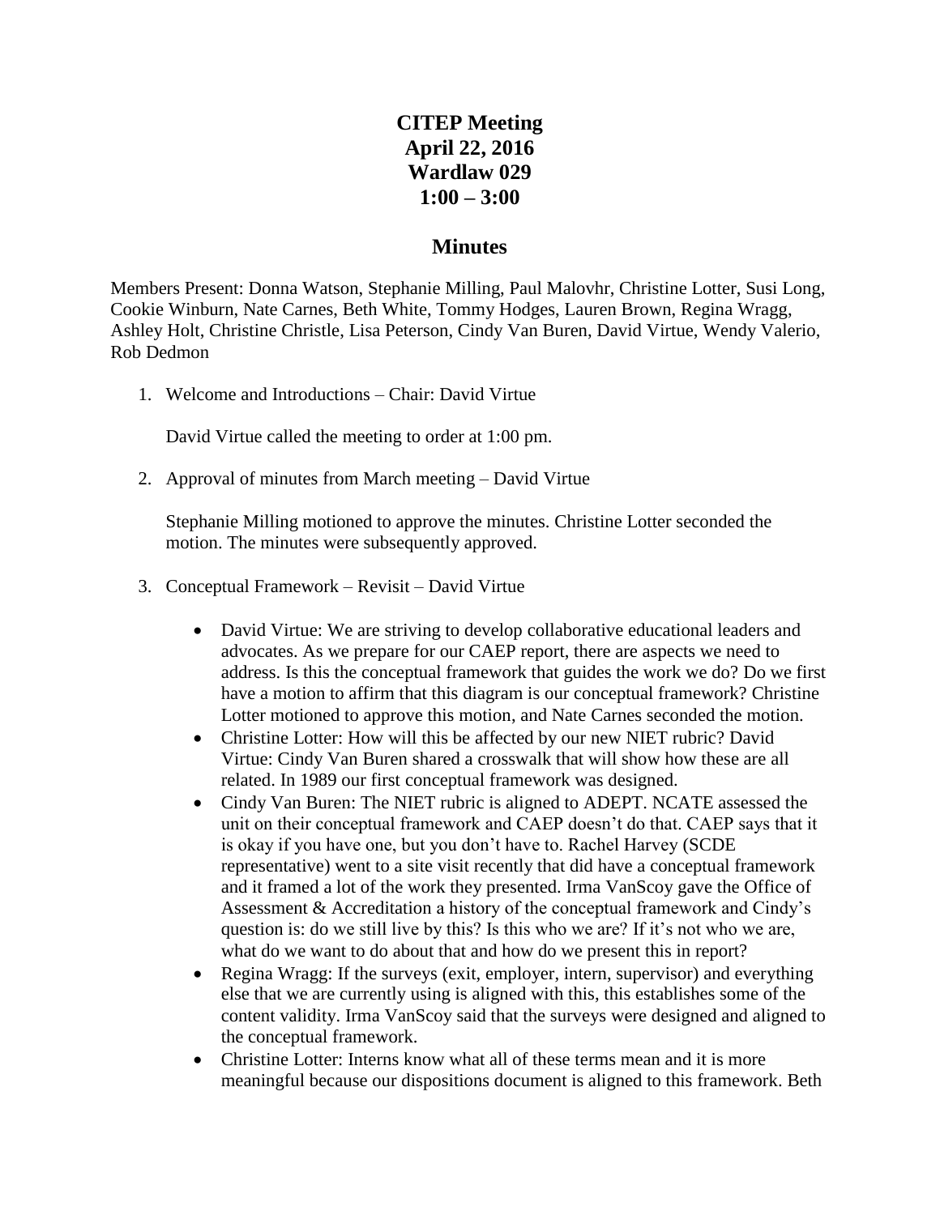# CITEP Meeting
# April 22, 2016
# Wardlaw 029
# 1:00 – 3:00

## Minutes

Members Present: Donna Watson, Stephanie Milling, Paul Malovhr, Christine Lotter, Susi Long, Cookie Winburn, Nate Carnes, Beth White, Tommy Hodges, Lauren Brown, Regina Wragg, Ashley Holt, Christine Christle, Lisa Peterson, Cindy Van Buren, David Virtue, Wendy Valerio, Rob Dedmon

1. Welcome and Introductions – Chair: David Virtue

   David Virtue called the meeting to order at 1:00 pm.

2. Approval of minutes from March meeting – David Virtue

   Stephanie Milling motioned to approve the minutes. Christine Lotter seconded the motion. The minutes were subsequently approved.

3. Conceptual Framework – Revisit – David Virtue

   - David Virtue: We are striving to develop collaborative educational leaders and advocates. As we prepare for our CAEP report, there are aspects we need to address. Is this the conceptual framework that guides the work we do? Do we first have a motion to affirm that this diagram is our conceptual framework? Christine Lotter motioned to approve this motion, and Nate Carnes seconded the motion.
   - Christine Lotter: How will this be affected by our new NIET rubric? David Virtue: Cindy Van Buren shared a crosswalk that will show how these are all related. In 1989 our first conceptual framework was designed.
   - Cindy Van Buren: The NIET rubric is aligned to ADEPT. NCATE assessed the unit on their conceptual framework and CAEP doesn't do that. CAEP says that it is okay if you have one, but you don't have to. Rachel Harvey (SCDE representative) went to a site visit recently that did have a conceptual framework and it framed a lot of the work they presented. Irma VanScoy gave the Office of Assessment & Accreditation a history of the conceptual framework and Cindy's question is: do we still live by this? Is this who we are? If it's not who we are, what do we want to do about that and how do we present this in report?
   - Regina Wragg: If the surveys (exit, employer, intern, supervisor) and everything else that we are currently using is aligned with this, this establishes some of the content validity. Irma VanScoy said that the surveys were designed and aligned to the conceptual framework.
   - Christine Lotter: Interns know what all of these terms mean and it is more meaningful because our dispositions document is aligned to this framework. Beth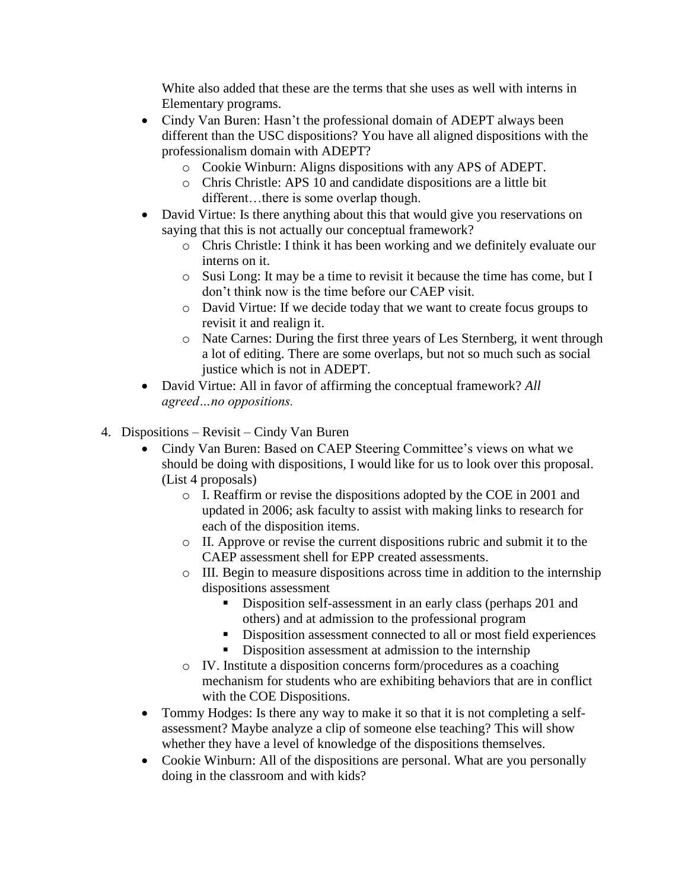White also added that these are the terms that she uses as well with interns in Elementary programs.

- Cindy Van Buren: Hasn't the professional domain of ADEPT always been different than the USC dispositions? You have all aligned dispositions with the professionalism domain with ADEPT?
    - Cookie Winburn: Aligns dispositions with any APS of ADEPT.
    - Chris Christle: APS 10 and candidate dispositions are a little bit different…there is some overlap though.
- David Virtue: Is there anything about this that would give you reservations on saying that this is not actually our conceptual framework?
    - Chris Christle: I think it has been working and we definitely evaluate our interns on it.
    - Susi Long: It may be a time to revisit it because the time has come, but I don't think now is the time before our CAEP visit.
    - David Virtue: If we decide today that we want to create focus groups to revisit it and realign it.
    - Nate Carnes: During the first three years of Les Sternberg, it went through a lot of editing. There are some overlaps, but not so much such as social justice which is not in ADEPT.
- David Virtue: All in favor of affirming the conceptual framework? *All agreed…no oppositions.*

4. Dispositions – Revisit – Cindy Van Buren
    - Cindy Van Buren: Based on CAEP Steering Committee's views on what we should be doing with dispositions, I would like for us to look over this proposal. (List 4 proposals)
        - I. Reaffirm or revise the dispositions adopted by the COE in 2001 and updated in 2006; ask faculty to assist with making links to research for each of the disposition items.
        - II. Approve or revise the current dispositions rubric and submit it to the CAEP assessment shell for EPP created assessments.
        - III. Begin to measure dispositions across time in addition to the internship dispositions assessment
            - Disposition self-assessment in an early class (perhaps 201 and others) and at admission to the professional program
            - Disposition assessment connected to all or most field experiences
            - Disposition assessment at admission to the internship
        - IV. Institute a disposition concerns form/procedures as a coaching mechanism for students who are exhibiting behaviors that are in conflict with the COE Dispositions.
    - Tommy Hodges: Is there any way to make it so that it is not completing a self-assessment? Maybe analyze a clip of someone else teaching? This will show whether they have a level of knowledge of the dispositions themselves.
    - Cookie Winburn: All of the dispositions are personal. What are you personally doing in the classroom and with kids?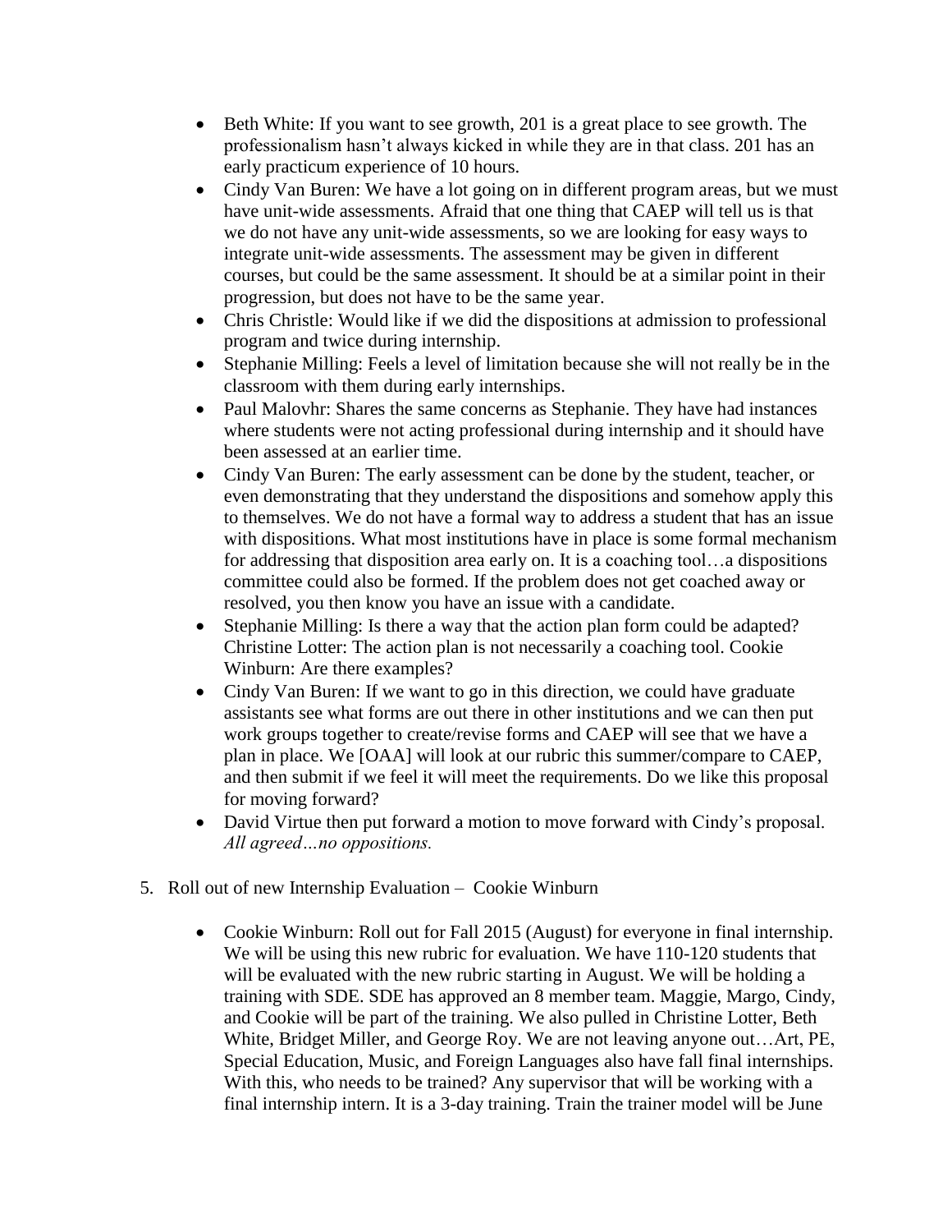- Beth White: If you want to see growth, 201 is a great place to see growth. The professionalism hasn't always kicked in while they are in that class. 201 has an early practicum experience of 10 hours.
- Cindy Van Buren: We have a lot going on in different program areas, but we must have unit-wide assessments. Afraid that one thing that CAEP will tell us is that we do not have any unit-wide assessments, so we are looking for easy ways to integrate unit-wide assessments. The assessment may be given in different courses, but could be the same assessment. It should be at a similar point in their progression, but does not have to be the same year.
- Chris Christle: Would like if we did the dispositions at admission to professional program and twice during internship.
- Stephanie Milling: Feels a level of limitation because she will not really be in the classroom with them during early internships.
- Paul Malovhr: Shares the same concerns as Stephanie. They have had instances where students were not acting professional during internship and it should have been assessed at an earlier time.
- Cindy Van Buren: The early assessment can be done by the student, teacher, or even demonstrating that they understand the dispositions and somehow apply this to themselves. We do not have a formal way to address a student that has an issue with dispositions. What most institutions have in place is some formal mechanism for addressing that disposition area early on. It is a coaching tool…a dispositions committee could also be formed. If the problem does not get coached away or resolved, you then know you have an issue with a candidate.
- Stephanie Milling: Is there a way that the action plan form could be adapted? Christine Lotter: The action plan is not necessarily a coaching tool. Cookie Winburn: Are there examples?
- Cindy Van Buren: If we want to go in this direction, we could have graduate assistants see what forms are out there in other institutions and we can then put work groups together to create/revise forms and CAEP will see that we have a plan in place. We [OAA] will look at our rubric this summer/compare to CAEP, and then submit if we feel it will meet the requirements. Do we like this proposal for moving forward?
- David Virtue then put forward a motion to move forward with Cindy's proposal. *All agreed…no oppositions.*

5. Roll out of new Internship Evaluation – Cookie Winburn

   - Cookie Winburn: Roll out for Fall 2015 (August) for everyone in final internship. We will be using this new rubric for evaluation. We have 110-120 students that will be evaluated with the new rubric starting in August. We will be holding a training with SDE. SDE has approved an 8 member team. Maggie, Margo, Cindy, and Cookie will be part of the training. We also pulled in Christine Lotter, Beth White, Bridget Miller, and George Roy. We are not leaving anyone out…Art, PE, Special Education, Music, and Foreign Languages also have fall final internships. With this, who needs to be trained? Any supervisor that will be working with a final internship intern. It is a 3-day training. Train the trainer model will be June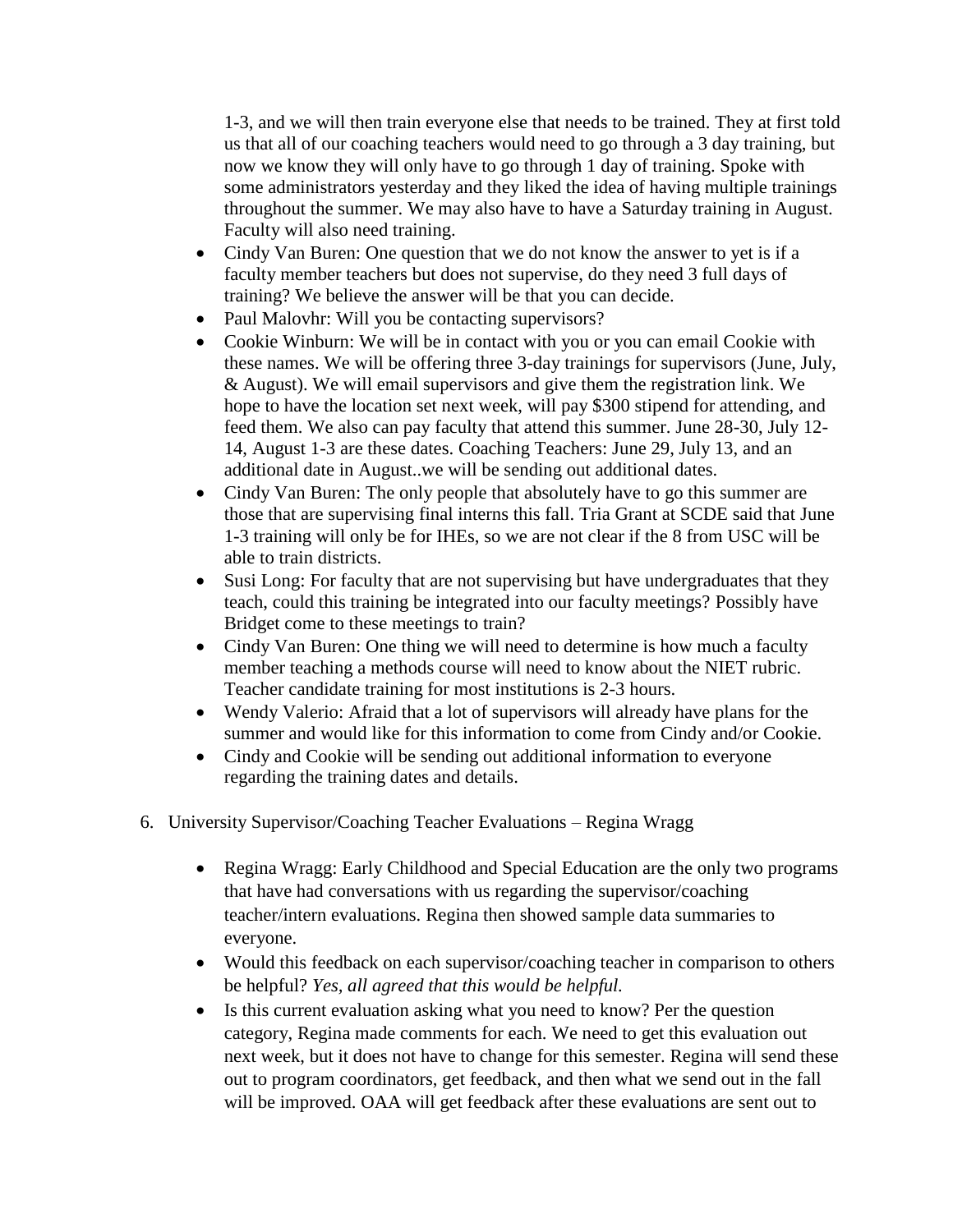1-3, and we will then train everyone else that needs to be trained. They at first told us that all of our coaching teachers would need to go through a 3 day training, but now we know they will only have to go through 1 day of training. Spoke with some administrators yesterday and they liked the idea of having multiple trainings throughout the summer. We may also have to have a Saturday training in August. Faculty will also need training.

- Cindy Van Buren: One question that we do not know the answer to yet is if a faculty member teachers but does not supervise, do they need 3 full days of training? We believe the answer will be that you can decide.
- Paul Malovhr: Will you be contacting supervisors?
- Cookie Winburn: We will be in contact with you or you can email Cookie with these names. We will be offering three 3-day trainings for supervisors (June, July, & August). We will email supervisors and give them the registration link. We hope to have the location set next week, will pay $300 stipend for attending, and feed them. We also can pay faculty that attend this summer. June 28-30, July 12-14, August 1-3 are these dates. Coaching Teachers: June 29, July 13, and an additional date in August..we will be sending out additional dates.
- Cindy Van Buren: The only people that absolutely have to go this summer are those that are supervising final interns this fall. Tria Grant at SCDE said that June 1-3 training will only be for IHEs, so we are not clear if the 8 from USC will be able to train districts.
- Susi Long: For faculty that are not supervising but have undergraduates that they teach, could this training be integrated into our faculty meetings? Possibly have Bridget come to these meetings to train?
- Cindy Van Buren: One thing we will need to determine is how much a faculty member teaching a methods course will need to know about the NIET rubric. Teacher candidate training for most institutions is 2-3 hours.
- Wendy Valerio: Afraid that a lot of supervisors will already have plans for the summer and would like for this information to come from Cindy and/or Cookie.
- Cindy and Cookie will be sending out additional information to everyone regarding the training dates and details.

6. University Supervisor/Coaching Teacher Evaluations – Regina Wragg

- Regina Wragg: Early Childhood and Special Education are the only two programs that have had conversations with us regarding the supervisor/coaching teacher/intern evaluations. Regina then showed sample data summaries to everyone.
- Would this feedback on each supervisor/coaching teacher in comparison to others be helpful? *Yes, all agreed that this would be helpful.*
- Is this current evaluation asking what you need to know? Per the question category, Regina made comments for each. We need to get this evaluation out next week, but it does not have to change for this semester. Regina will send these out to program coordinators, get feedback, and then what we send out in the fall will be improved. OAA will get feedback after these evaluations are sent out to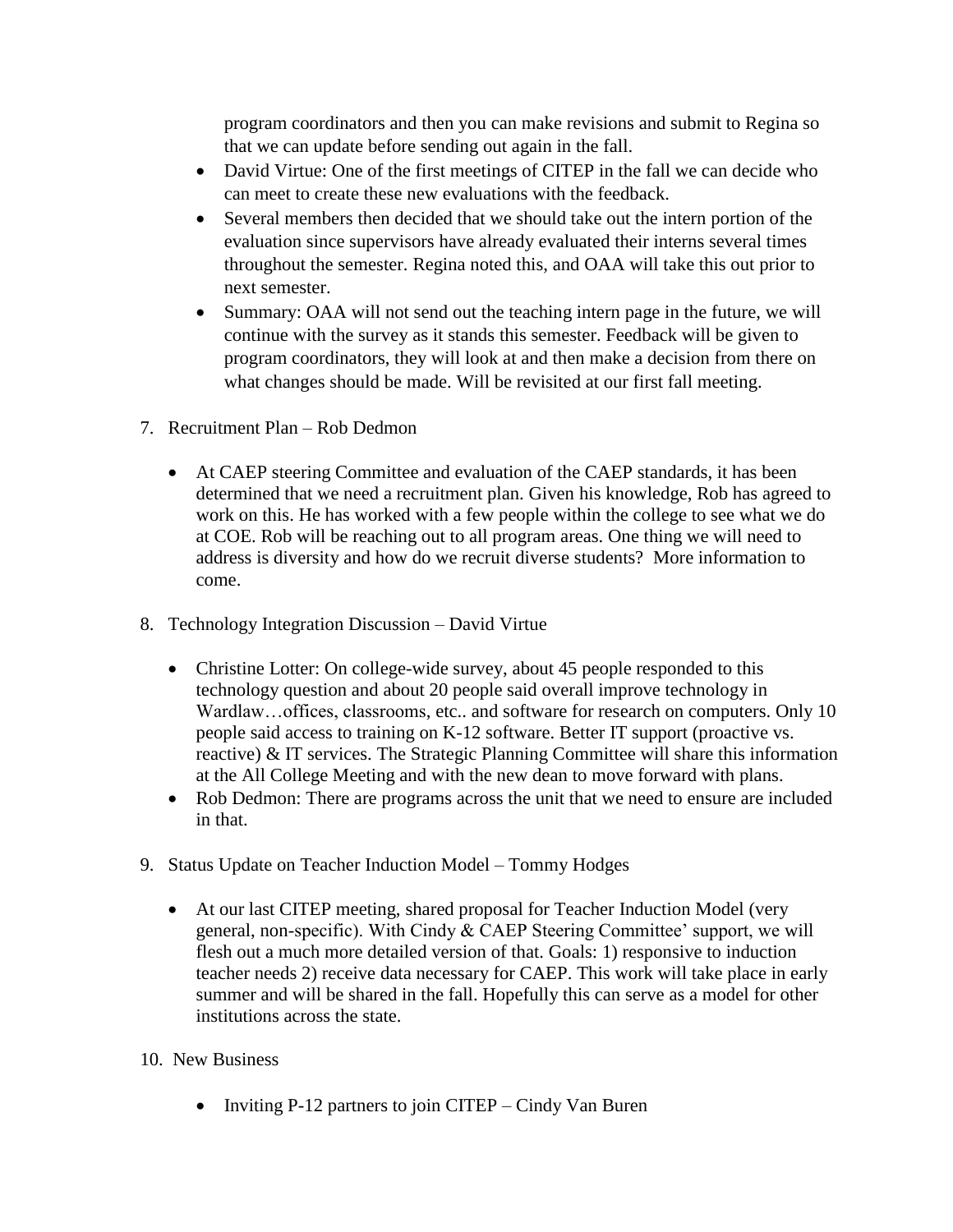program coordinators and then you can make revisions and submit to Regina so that we can update before sending out again in the fall.

- David Virtue: One of the first meetings of CITEP in the fall we can decide who can meet to create these new evaluations with the feedback.
- Several members then decided that we should take out the intern portion of the evaluation since supervisors have already evaluated their interns several times throughout the semester. Regina noted this, and OAA will take this out prior to next semester.
- Summary: OAA will not send out the teaching intern page in the future, we will continue with the survey as it stands this semester. Feedback will be given to program coordinators, they will look at and then make a decision from there on what changes should be made. Will be revisited at our first fall meeting.

7. Recruitment Plan – Rob Dedmon

   - At CAEP steering Committee and evaluation of the CAEP standards, it has been determined that we need a recruitment plan. Given his knowledge, Rob has agreed to work on this. He has worked with a few people within the college to see what we do at COE. Rob will be reaching out to all program areas. One thing we will need to address is diversity and how do we recruit diverse students? More information to come.

8. Technology Integration Discussion – David Virtue

   - Christine Lotter: On college-wide survey, about 45 people responded to this technology question and about 20 people said overall improve technology in Wardlaw…offices, classrooms, etc.. and software for research on computers. Only 10 people said access to training on K-12 software. Better IT support (proactive vs. reactive) & IT services. The Strategic Planning Committee will share this information at the All College Meeting and with the new dean to move forward with plans.
   - Rob Dedmon: There are programs across the unit that we need to ensure are included in that.

9. Status Update on Teacher Induction Model – Tommy Hodges

   - At our last CITEP meeting, shared proposal for Teacher Induction Model (very general, non-specific). With Cindy & CAEP Steering Committee' support, we will flesh out a much more detailed version of that. Goals: 1) responsive to induction teacher needs 2) receive data necessary for CAEP. This work will take place in early summer and will be shared in the fall. Hopefully this can serve as a model for other institutions across the state.

10. New Business

    - Inviting P-12 partners to join CITEP – Cindy Van Buren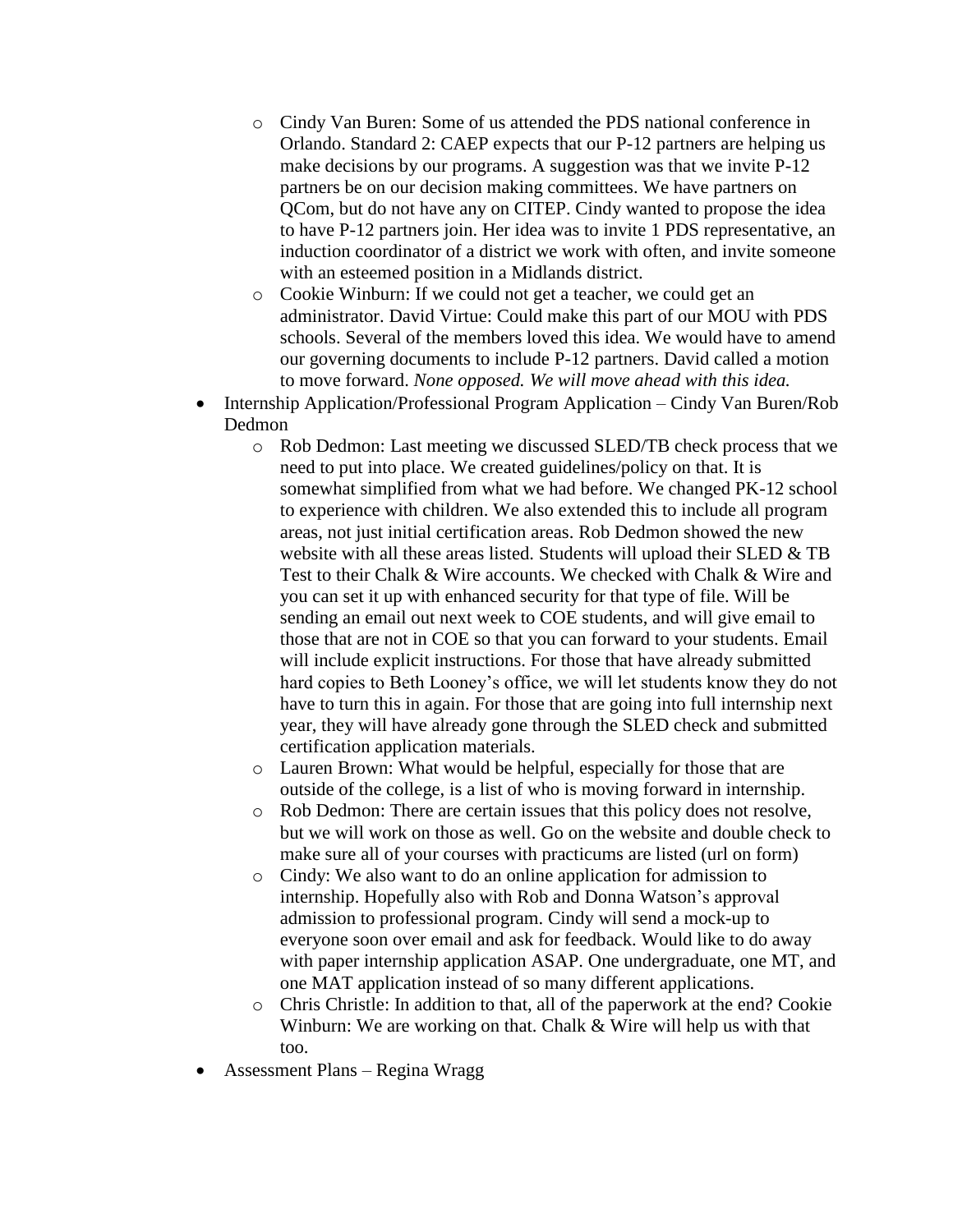- Cindy Van Buren: Some of us attended the PDS national conference in Orlando. Standard 2: CAEP expects that our P-12 partners are helping us make decisions by our programs. A suggestion was that we invite P-12 partners be on our decision making committees. We have partners on QCom, but do not have any on CITEP. Cindy wanted to propose the idea to have P-12 partners join. Her idea was to invite 1 PDS representative, an induction coordinator of a district we work with often, and invite someone with an esteemed position in a Midlands district.
- Cookie Winburn: If we could not get a teacher, we could get an administrator. David Virtue: Could make this part of our MOU with PDS schools. Several of the members loved this idea. We would have to amend our governing documents to include P-12 partners. David called a motion to move forward. *None opposed. We will move ahead with this idea.*

- Internship Application/Professional Program Application – Cindy Van Buren/Rob Dedmon
  - Rob Dedmon: Last meeting we discussed SLED/TB check process that we need to put into place. We created guidelines/policy on that. It is somewhat simplified from what we had before. We changed PK-12 school to experience with children. We also extended this to include all program areas, not just initial certification areas. Rob Dedmon showed the new website with all these areas listed. Students will upload their SLED & TB Test to their Chalk & Wire accounts. We checked with Chalk & Wire and you can set it up with enhanced security for that type of file. Will be sending an email out next week to COE students, and will give email to those that are not in COE so that you can forward to your students. Email will include explicit instructions. For those that have already submitted hard copies to Beth Looney's office, we will let students know they do not have to turn this in again. For those that are going into full internship next year, they will have already gone through the SLED check and submitted certification application materials.
  - Lauren Brown: What would be helpful, especially for those that are outside of the college, is a list of who is moving forward in internship.
  - Rob Dedmon: There are certain issues that this policy does not resolve, but we will work on those as well. Go on the website and double check to make sure all of your courses with practicums are listed (url on form)
  - Cindy: We also want to do an online application for admission to internship. Hopefully also with Rob and Donna Watson's approval admission to professional program. Cindy will send a mock-up to everyone soon over email and ask for feedback. Would like to do away with paper internship application ASAP. One undergraduate, one MT, and one MAT application instead of so many different applications.
  - Chris Christle: In addition to that, all of the paperwork at the end? Cookie Winburn: We are working on that. Chalk & Wire will help us with that too.
- Assessment Plans – Regina Wragg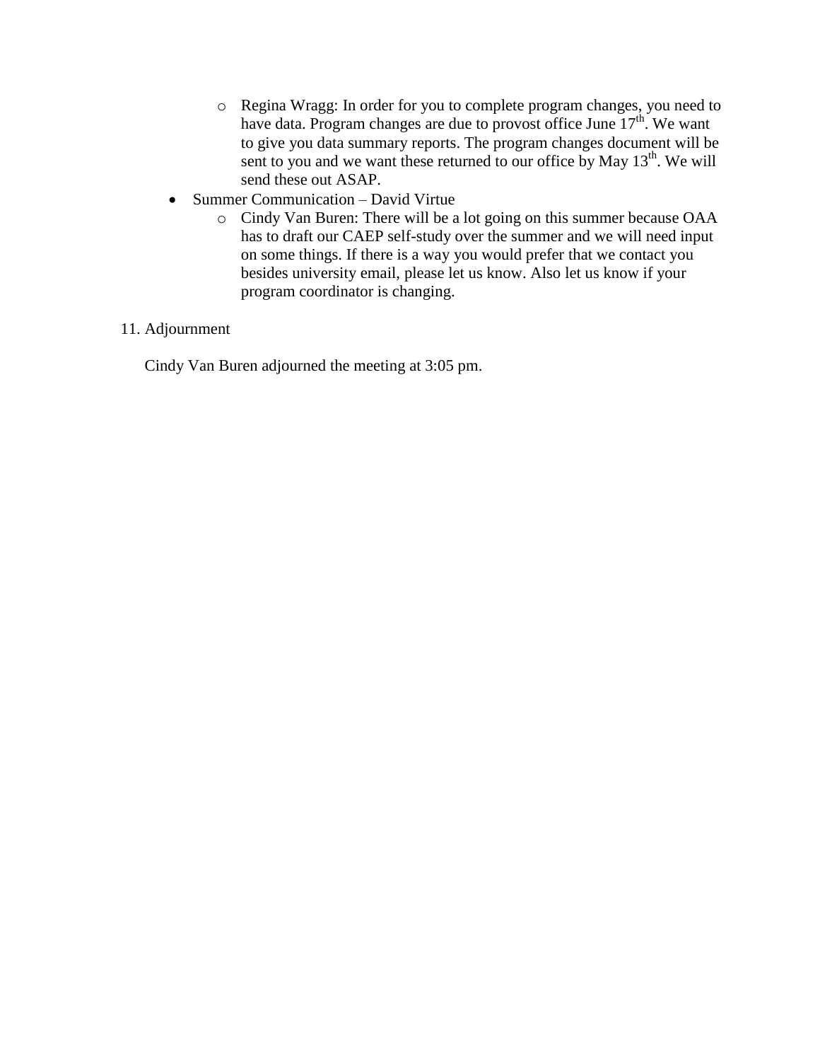- Regina Wragg: In order for you to complete program changes, you need to have data. Program changes are due to provost office June 17th. We want to give you data summary reports. The program changes document will be sent to you and we want these returned to our office by May 13th. We will send these out ASAP.
- Summer Communication – David Virtue
    - Cindy Van Buren: There will be a lot going on this summer because OAA has to draft our CAEP self-study over the summer and we will need input on some things. If there is a way you would prefer that we contact you besides university email, please let us know. Also let us know if your program coordinator is changing.

11. Adjournment

Cindy Van Buren adjourned the meeting at 3:05 pm.